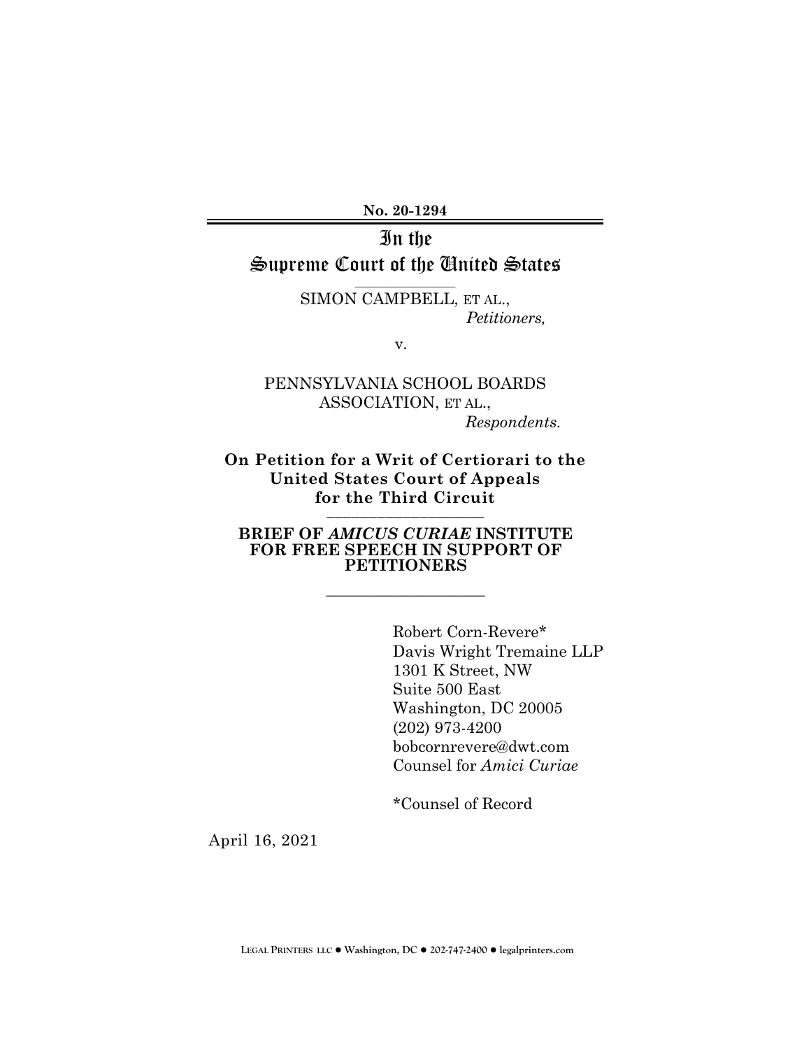**No. 20-1294**

# In the Supreme Court of the United States

SIMON CAMPBELL, ET AL.,
*Petitioners,*

v.

PENNSYLVANIA SCHOOL BOARDS ASSOCIATION, ET AL.,
*Respondents.*

**On Petition for a Writ of Certiorari to the United States Court of Appeals for the Third Circuit**

**BRIEF OF *AMICUS CURIAE* INSTITUTE FOR FREE SPEECH IN SUPPORT OF PETITIONERS**

Robert Corn-Revere*
Davis Wright Tremaine LLP
1301 K Street, NW
Suite 500 East
Washington, DC 20005
(202) 973-4200
bobcornrevere@dwt.com
Counsel for *Amici Curiae*

*Counsel of Record

April 16, 2021

LEGAL PRINTERS LLC ● Washington, DC ● 202-747-2400 ● legalprinters.com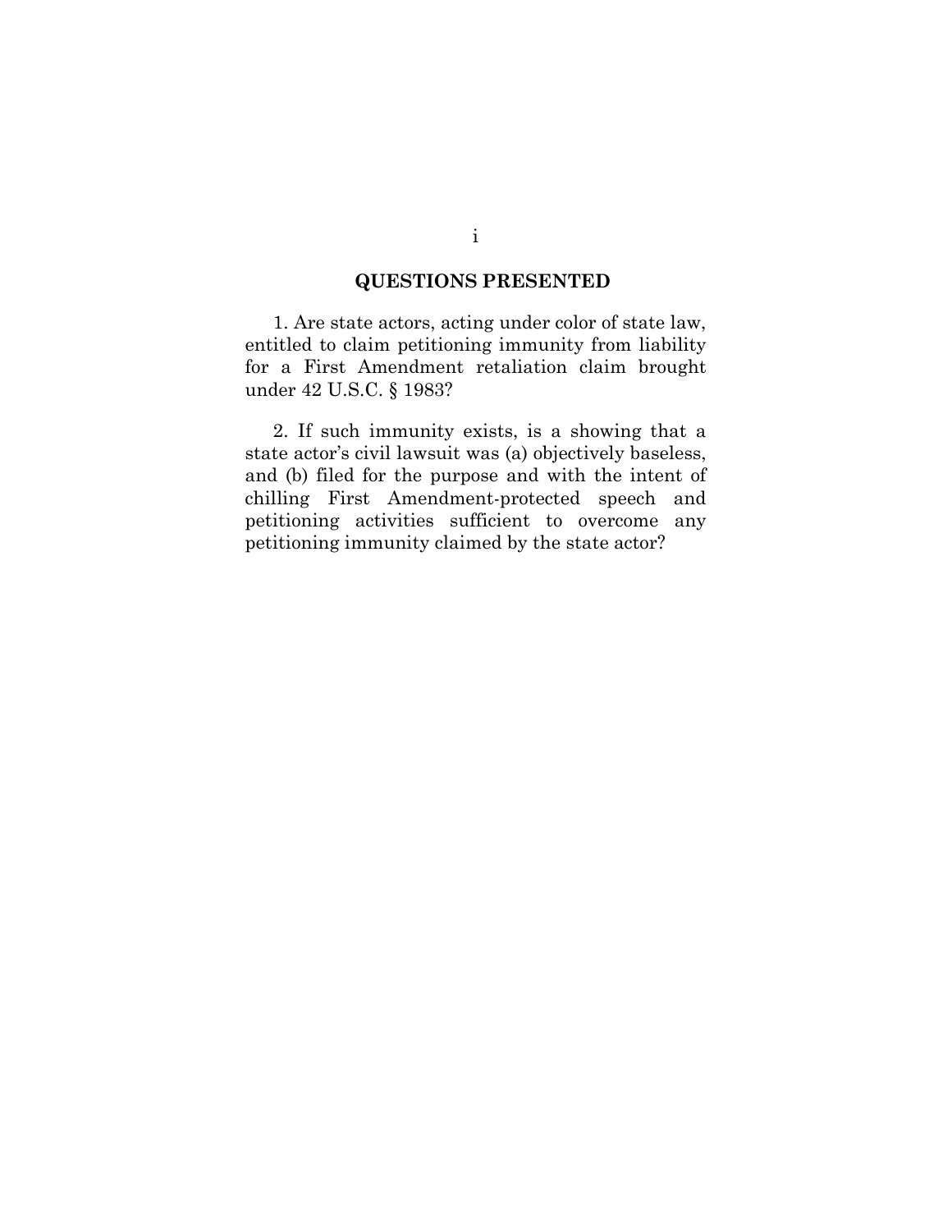## QUESTIONS PRESENTED

1. Are state actors, acting under color of state law, entitled to claim petitioning immunity from liability for a First Amendment retaliation claim brought under 42 U.S.C. § 1983?

2. If such immunity exists, is a showing that a state actor's civil lawsuit was (a) objectively baseless, and (b) filed for the purpose and with the intent of chilling First Amendment-protected speech and petitioning activities sufficient to overcome any petitioning immunity claimed by the state actor?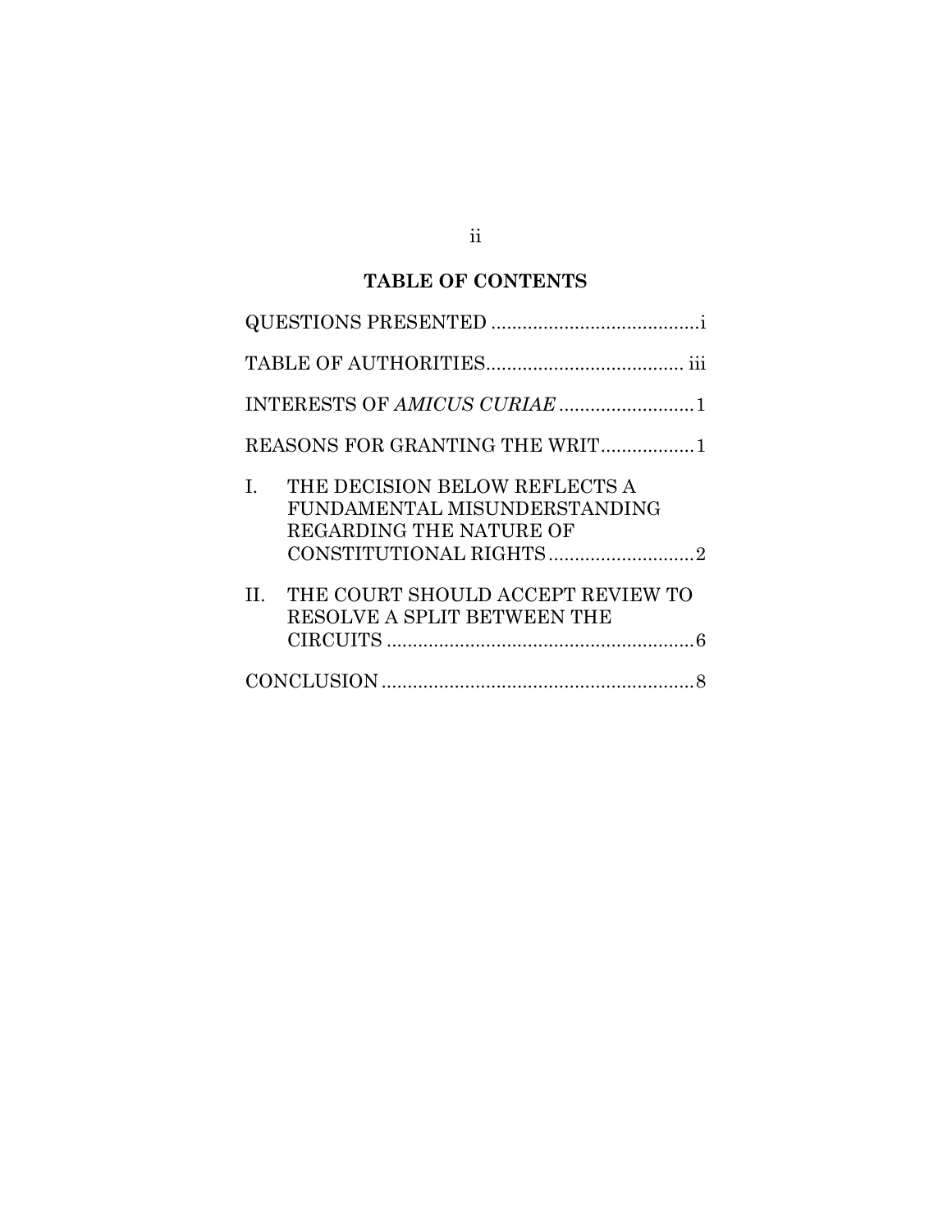## TABLE OF CONTENTS

QUESTIONS PRESENTED ........................................i

TABLE OF AUTHORITIES...................................... iii

INTERESTS OF *AMICUS CURIAE* ..........................1

REASONS FOR GRANTING THE WRIT..................1

I. THE DECISION BELOW REFLECTS A FUNDAMENTAL MISUNDERSTANDING REGARDING THE NATURE OF CONSTITUTIONAL RIGHTS............................2

II. THE COURT SHOULD ACCEPT REVIEW TO RESOLVE A SPLIT BETWEEN THE CIRCUITS ............................................................6

CONCLUSION ............................................................8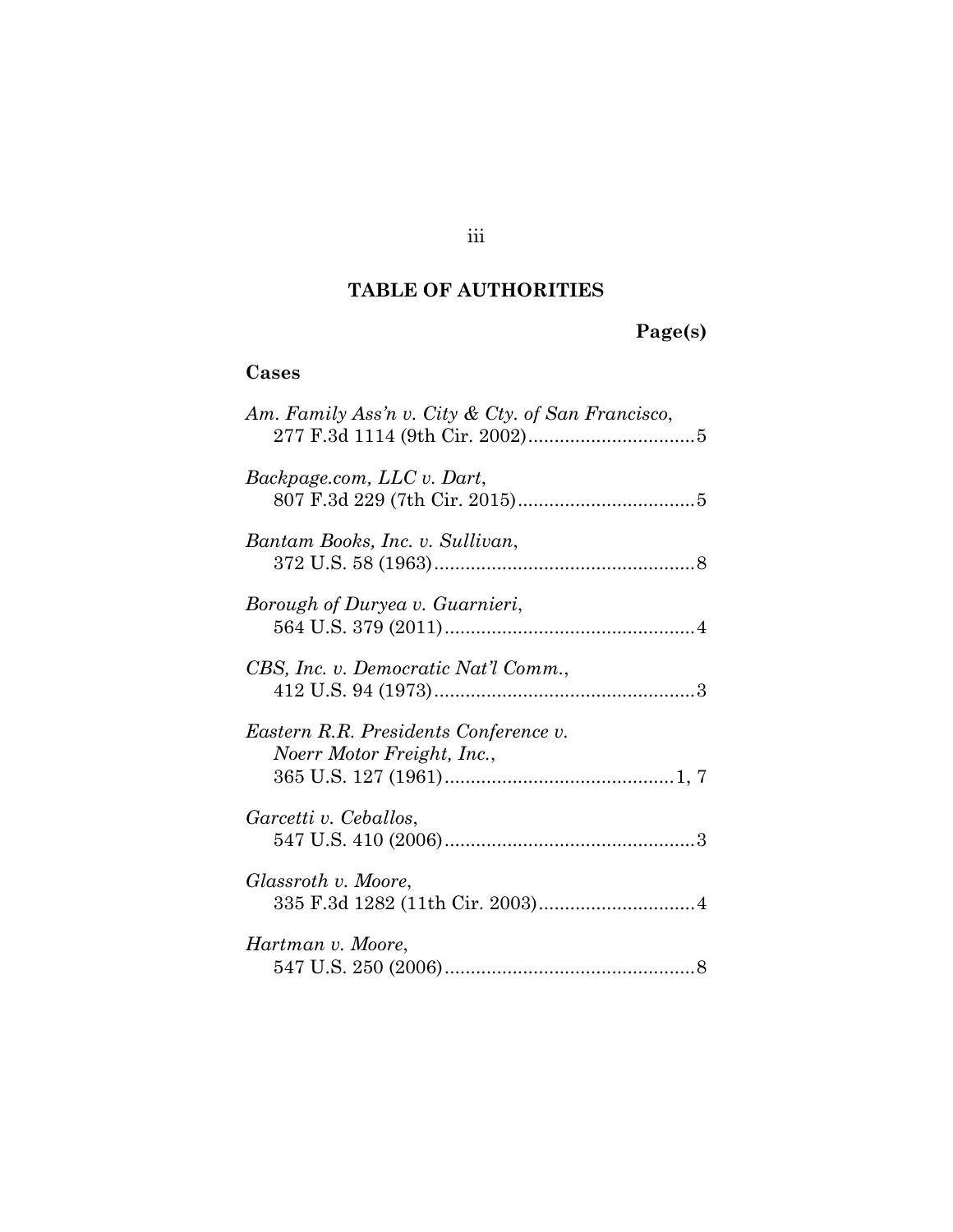# TABLE OF AUTHORITIES

**Page(s)**

## Cases

*Am. Family Ass'n v. City & Cty. of San Francisco*, 277 F.3d 1114 (9th Cir. 2002) .......... 5

*Backpage.com, LLC v. Dart*, 807 F.3d 229 (7th Cir. 2015) .......... 5

*Bantam Books, Inc. v. Sullivan*, 372 U.S. 58 (1963) .......... 8

*Borough of Duryea v. Guarnieri*, 564 U.S. 379 (2011) .......... 4

*CBS, Inc. v. Democratic Nat'l Comm.*, 412 U.S. 94 (1973) .......... 3

*Eastern R.R. Presidents Conference v. Noerr Motor Freight, Inc.*, 365 U.S. 127 (1961) .......... 1, 7

*Garcetti v. Ceballos*, 547 U.S. 410 (2006) .......... 3

*Glassroth v. Moore*, 335 F.3d 1282 (11th Cir. 2003) .......... 4

*Hartman v. Moore*, 547 U.S. 250 (2006) .......... 8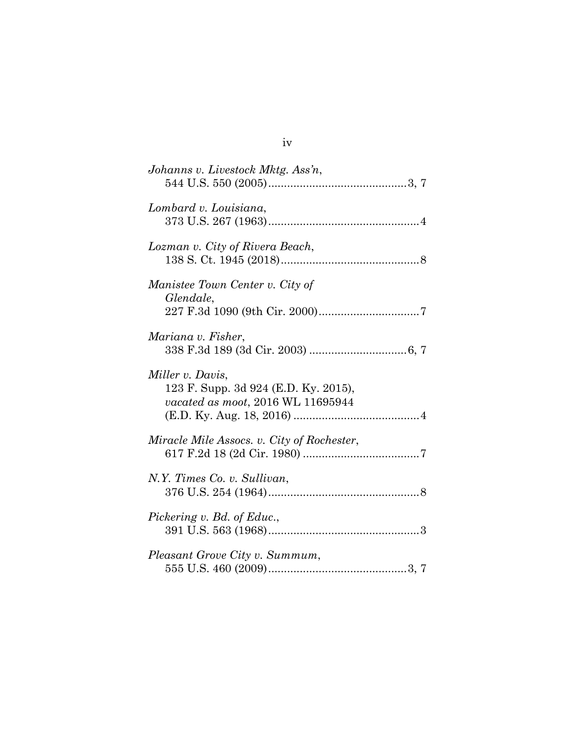*Johanns v. Livestock Mktg. Ass'n*,
544 U.S. 550 (2005)...........................................3, 7

*Lombard v. Louisiana*,
373 U.S. 267 (1963)...............................................4

*Lozman v. City of Rivera Beach*,
138 S. Ct. 1945 (2018)...........................................8

*Manistee Town Center v. City of Glendale*,
227 F.3d 1090 (9th Cir. 2000)...............................7

*Mariana v. Fisher*,
338 F.3d 189 (3d Cir. 2003) ..............................6, 7

*Miller v. Davis*,
123 F. Supp. 3d 924 (E.D. Ky. 2015), *vacated as moot*, 2016 WL 11695944 (E.D. Ky. Aug. 18, 2016) .......................................4

*Miracle Mile Assocs. v. City of Rochester*,
617 F.2d 18 (2d Cir. 1980) ....................................7

*N.Y. Times Co. v. Sullivan*,
376 U.S. 254 (1964)...............................................8

*Pickering v. Bd. of Educ.*,
391 U.S. 563 (1968)...............................................3

*Pleasant Grove City v. Summum*,
555 U.S. 460 (2009)...........................................3, 7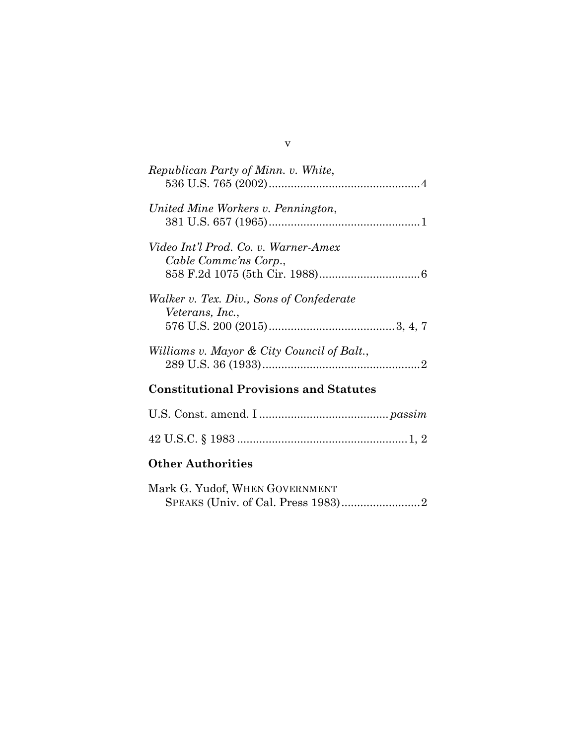*Republican Party of Minn. v. White*,
536 U.S. 765 (2002)................................................4

*United Mine Workers v. Pennington*,
381 U.S. 657 (1965)................................................1

*Video Int'l Prod. Co. v. Warner-Amex Cable Commc'ns Corp.*,
858 F.2d 1075 (5th Cir. 1988)................................6

*Walker v. Tex. Div., Sons of Confederate Veterans, Inc.*,
576 U.S. 200 (2015)........................................3, 4, 7

*Williams v. Mayor & City Council of Balt.*,
289 U.S. 36 (1933)..................................................2

## Constitutional Provisions and Statutes

U.S. Const. amend. I .........................................*passim*

42 U.S.C. § 1983 ......................................................1, 2

## Other Authorities

Mark G. Yudof, WHEN GOVERNMENT SPEAKS (Univ. of Cal. Press 1983).........................2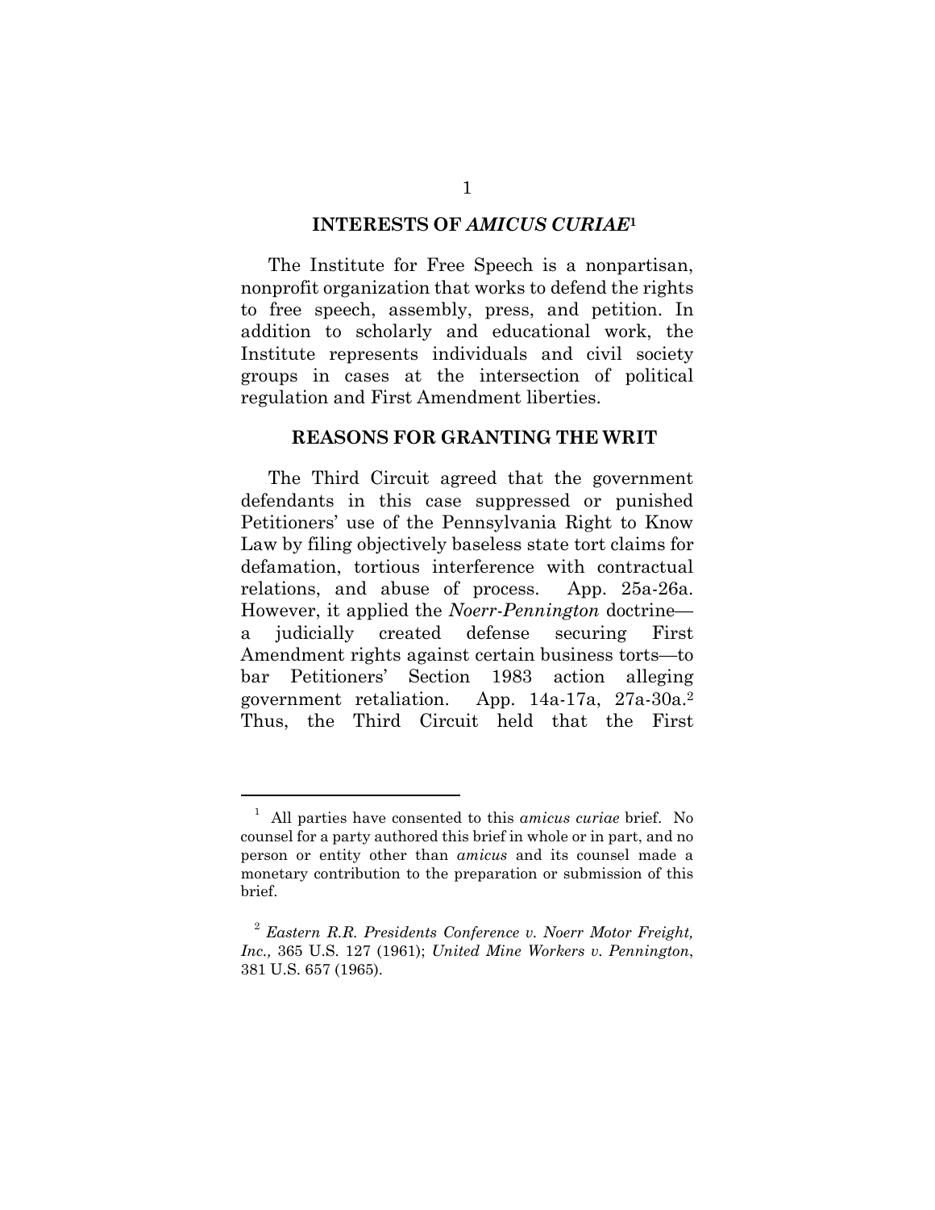## INTERESTS OF *AMICUS CURIAE*[1]

The Institute for Free Speech is a nonpartisan, nonprofit organization that works to defend the rights to free speech, assembly, press, and petition. In addition to scholarly and educational work, the Institute represents individuals and civil society groups in cases at the intersection of political regulation and First Amendment liberties.

## REASONS FOR GRANTING THE WRIT

The Third Circuit agreed that the government defendants in this case suppressed or punished Petitioners' use of the Pennsylvania Right to Know Law by filing objectively baseless state tort claims for defamation, tortious interference with contractual relations, and abuse of process. App. 25a-26a. However, it applied the *Noerr-Pennington* doctrine—a judicially created defense securing First Amendment rights against certain business torts—to bar Petitioners' Section 1983 action alleging government retaliation. App. 14a-17a, 27a-30a.[2] Thus, the Third Circuit held that the First

---

[1] All parties have consented to this *amicus curiae* brief. No counsel for a party authored this brief in whole or in part, and no person or entity other than *amicus* and its counsel made a monetary contribution to the preparation or submission of this brief.

[2] *Eastern R.R. Presidents Conference v. Noerr Motor Freight, Inc.,* 365 U.S. 127 (1961); *United Mine Workers v. Pennington*, 381 U.S. 657 (1965).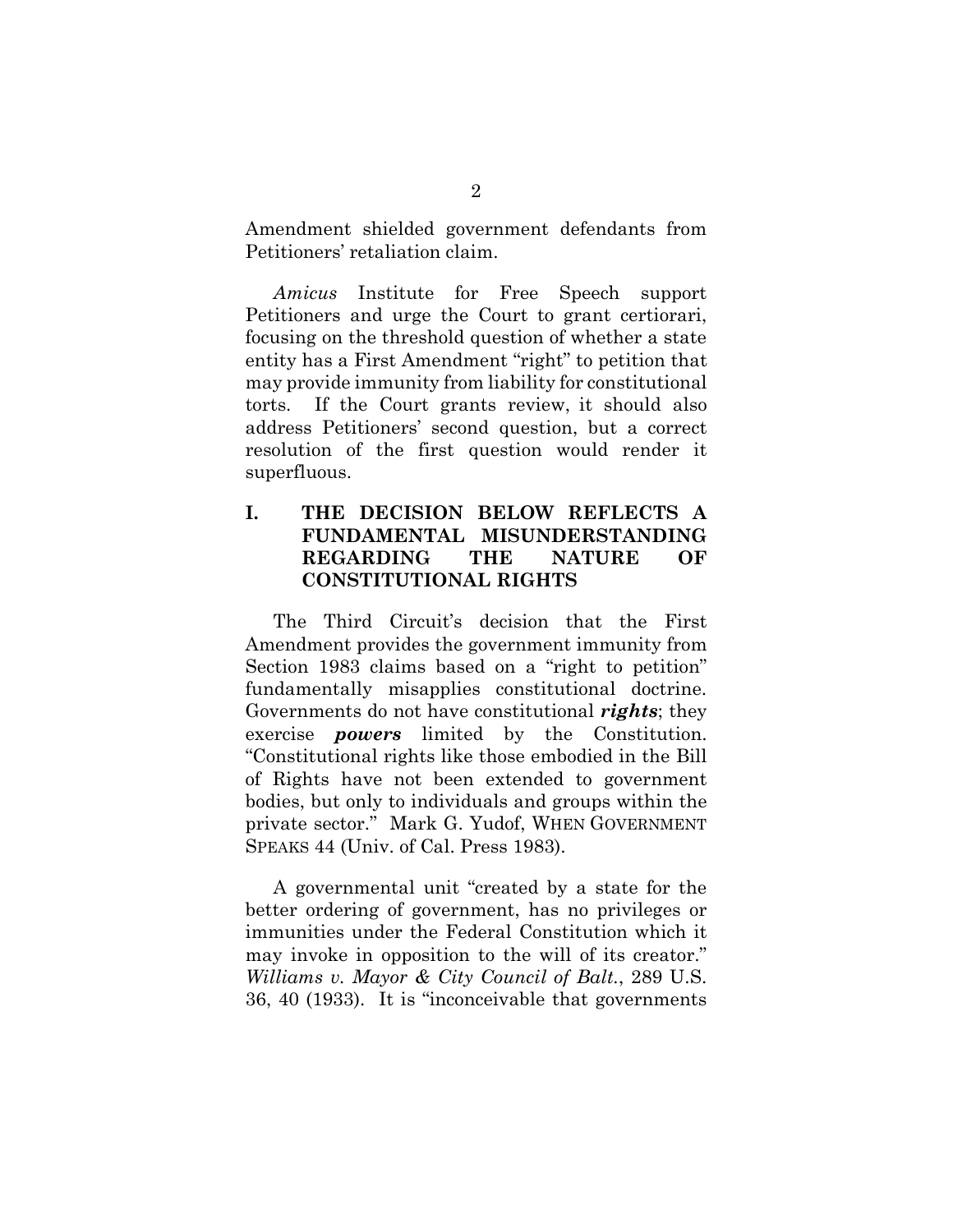Amendment shielded government defendants from Petitioners' retaliation claim.

*Amicus* Institute for Free Speech support Petitioners and urge the Court to grant certiorari, focusing on the threshold question of whether a state entity has a First Amendment "right" to petition that may provide immunity from liability for constitutional torts. If the Court grants review, it should also address Petitioners' second question, but a correct resolution of the first question would render it superfluous.

## I. THE DECISION BELOW REFLECTS A FUNDAMENTAL MISUNDERSTANDING REGARDING THE NATURE OF CONSTITUTIONAL RIGHTS

The Third Circuit's decision that the First Amendment provides the government immunity from Section 1983 claims based on a "right to petition" fundamentally misapplies constitutional doctrine. Governments do not have constitutional ***rights***; they exercise ***powers*** limited by the Constitution. "Constitutional rights like those embodied in the Bill of Rights have not been extended to government bodies, but only to individuals and groups within the private sector." Mark G. Yudof, WHEN GOVERNMENT SPEAKS 44 (Univ. of Cal. Press 1983).

A governmental unit "created by a state for the better ordering of government, has no privileges or immunities under the Federal Constitution which it may invoke in opposition to the will of its creator." *Williams v. Mayor & City Council of Balt.*, 289 U.S. 36, 40 (1933). It is "inconceivable that governments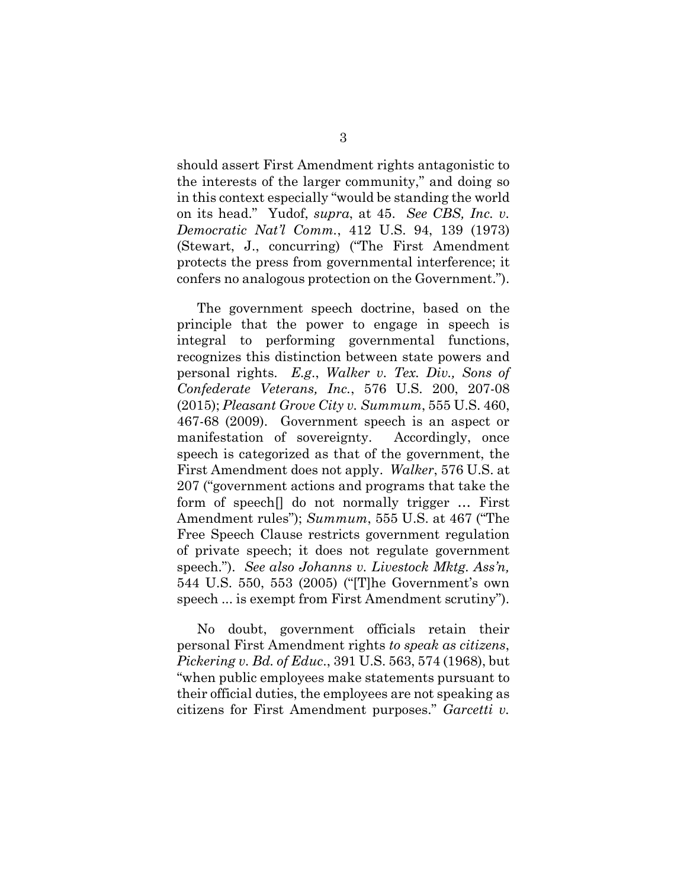should assert First Amendment rights antagonistic to the interests of the larger community," and doing so in this context especially "would be standing the world on its head." Yudof, *supra*, at 45. *See CBS, Inc. v. Democratic Nat'l Comm.*, 412 U.S. 94, 139 (1973) (Stewart, J., concurring) ("The First Amendment protects the press from governmental interference; it confers no analogous protection on the Government.").

The government speech doctrine, based on the principle that the power to engage in speech is integral to performing governmental functions, recognizes this distinction between state powers and personal rights. *E.g.*, *Walker v. Tex. Div., Sons of Confederate Veterans, Inc.*, 576 U.S. 200, 207-08 (2015); *Pleasant Grove City v. Summum*, 555 U.S. 460, 467-68 (2009). Government speech is an aspect or manifestation of sovereignty. Accordingly, once speech is categorized as that of the government, the First Amendment does not apply. *Walker*, 576 U.S. at 207 ("government actions and programs that take the form of speech[] do not normally trigger … First Amendment rules"); *Summum*, 555 U.S. at 467 ("The Free Speech Clause restricts government regulation of private speech; it does not regulate government speech."). *See also Johanns v. Livestock Mktg. Ass'n,* 544 U.S. 550, 553 (2005) ("[T]he Government's own speech ... is exempt from First Amendment scrutiny").

No doubt, government officials retain their personal First Amendment rights *to speak as citizens*, *Pickering v. Bd. of Educ*., 391 U.S. 563, 574 (1968), but "when public employees make statements pursuant to their official duties, the employees are not speaking as citizens for First Amendment purposes." *Garcetti v.*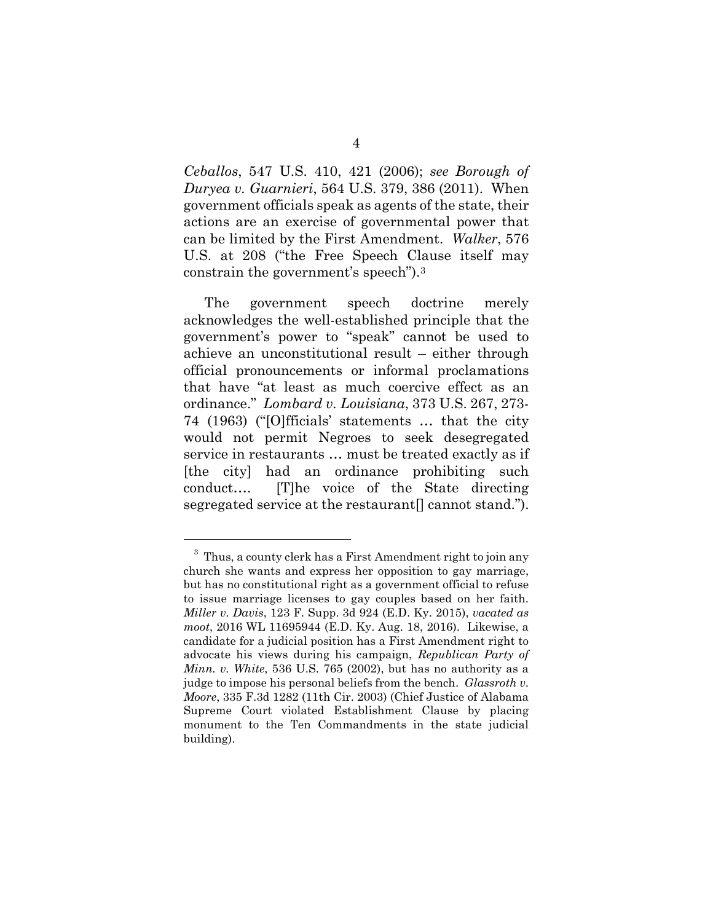*Ceballos*, 547 U.S. 410, 421 (2006); *see Borough of Duryea v. Guarnieri*, 564 U.S. 379, 386 (2011). When government officials speak as agents of the state, their actions are an exercise of governmental power that can be limited by the First Amendment. *Walker*, 576 U.S. at 208 ("the Free Speech Clause itself may constrain the government's speech").[3]

The government speech doctrine merely acknowledges the well-established principle that the government's power to "speak" cannot be used to achieve an unconstitutional result – either through official pronouncements or informal proclamations that have "at least as much coercive effect as an ordinance." *Lombard v. Louisiana*, 373 U.S. 267, 273-74 (1963) ("[O]fficials' statements … that the city would not permit Negroes to seek desegregated service in restaurants … must be treated exactly as if [the city] had an ordinance prohibiting such conduct…. [T]he voice of the State directing segregated service at the restaurant[] cannot stand.").

---

[3] Thus, a county clerk has a First Amendment right to join any church she wants and express her opposition to gay marriage, but has no constitutional right as a government official to refuse to issue marriage licenses to gay couples based on her faith. *Miller v. Davis*, 123 F. Supp. 3d 924 (E.D. Ky. 2015), *vacated as moot*, 2016 WL 11695944 (E.D. Ky. Aug. 18, 2016). Likewise, a candidate for a judicial position has a First Amendment right to advocate his views during his campaign, *Republican Party of Minn. v. White*, 536 U.S. 765 (2002), but has no authority as a judge to impose his personal beliefs from the bench. *Glassroth v. Moore*, 335 F.3d 1282 (11th Cir. 2003) (Chief Justice of Alabama Supreme Court violated Establishment Clause by placing monument to the Ten Commandments in the state judicial building).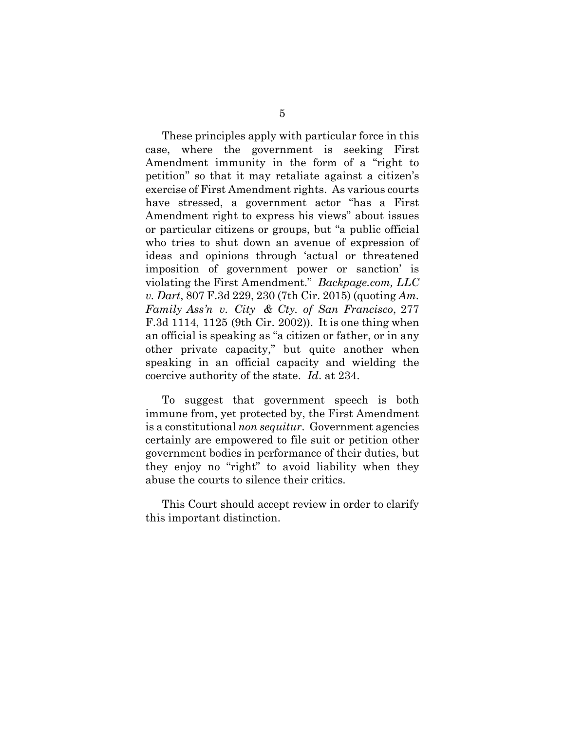These principles apply with particular force in this case, where the government is seeking First Amendment immunity in the form of a "right to petition" so that it may retaliate against a citizen's exercise of First Amendment rights. As various courts have stressed, a government actor "has a First Amendment right to express his views" about issues or particular citizens or groups, but "a public official who tries to shut down an avenue of expression of ideas and opinions through 'actual or threatened imposition of government power or sanction' is violating the First Amendment." *Backpage.com, LLC v. Dart*, 807 F.3d 229, 230 (7th Cir. 2015) (quoting *Am. Family Ass'n v. City & Cty. of San Francisco*, 277 F.3d 1114, 1125 (9th Cir. 2002)). It is one thing when an official is speaking as "a citizen or father, or in any other private capacity," but quite another when speaking in an official capacity and wielding the coercive authority of the state. *Id*. at 234.

To suggest that government speech is both immune from, yet protected by, the First Amendment is a constitutional *non sequitur*. Government agencies certainly are empowered to file suit or petition other government bodies in performance of their duties, but they enjoy no "right" to avoid liability when they abuse the courts to silence their critics.

This Court should accept review in order to clarify this important distinction.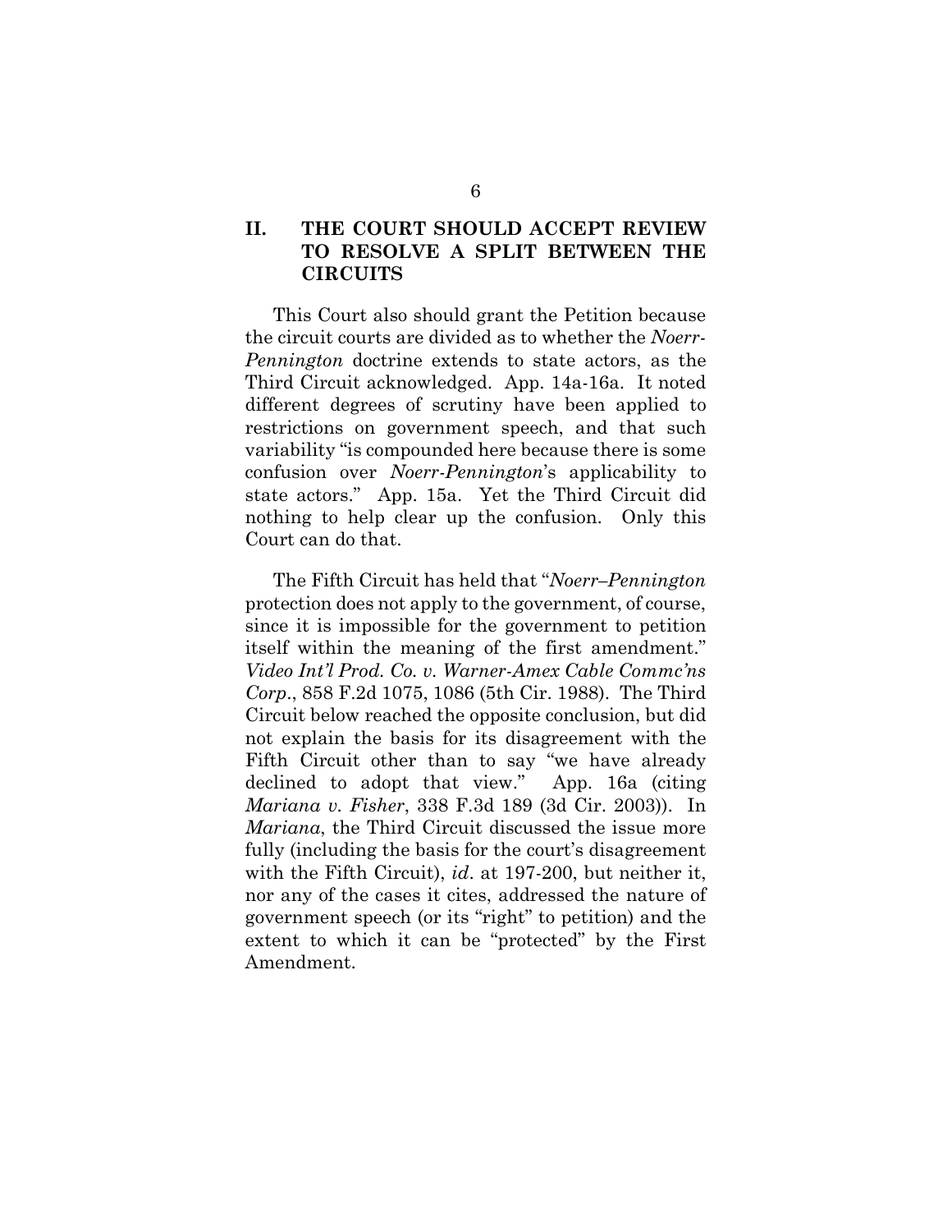## II. THE COURT SHOULD ACCEPT REVIEW TO RESOLVE A SPLIT BETWEEN THE CIRCUITS

This Court also should grant the Petition because the circuit courts are divided as to whether the *Noerr-Pennington* doctrine extends to state actors, as the Third Circuit acknowledged. App. 14a-16a. It noted different degrees of scrutiny have been applied to restrictions on government speech, and that such variability "is compounded here because there is some confusion over *Noerr-Pennington*'s applicability to state actors." App. 15a. Yet the Third Circuit did nothing to help clear up the confusion. Only this Court can do that.

The Fifth Circuit has held that "*Noerr–Pennington* protection does not apply to the government, of course, since it is impossible for the government to petition itself within the meaning of the first amendment." *Video Int'l Prod. Co. v. Warner-Amex Cable Commc'ns Corp*., 858 F.2d 1075, 1086 (5th Cir. 1988). The Third Circuit below reached the opposite conclusion, but did not explain the basis for its disagreement with the Fifth Circuit other than to say "we have already declined to adopt that view." App. 16a (citing *Mariana v. Fisher*, 338 F.3d 189 (3d Cir. 2003)). In *Mariana*, the Third Circuit discussed the issue more fully (including the basis for the court's disagreement with the Fifth Circuit), *id*. at 197-200, but neither it, nor any of the cases it cites, addressed the nature of government speech (or its "right" to petition) and the extent to which it can be "protected" by the First Amendment.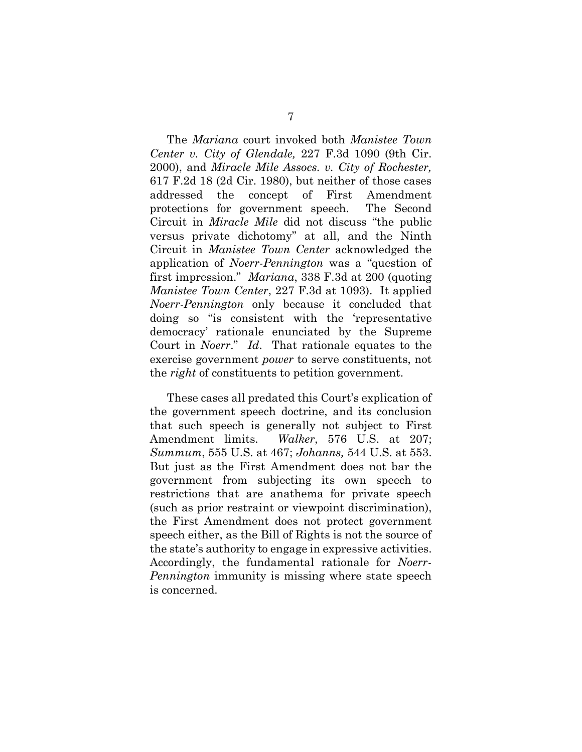The *Mariana* court invoked both *Manistee Town Center v. City of Glendale,* 227 F.3d 1090 (9th Cir. 2000), and *Miracle Mile Assocs. v. City of Rochester,* 617 F.2d 18 (2d Cir. 1980), but neither of those cases addressed the concept of First Amendment protections for government speech. The Second Circuit in *Miracle Mile* did not discuss "the public versus private dichotomy" at all, and the Ninth Circuit in *Manistee Town Center* acknowledged the application of *Noerr-Pennington* was a "question of first impression." *Mariana*, 338 F.3d at 200 (quoting *Manistee Town Center*, 227 F.3d at 1093). It applied *Noerr-Pennington* only because it concluded that doing so "is consistent with the 'representative democracy' rationale enunciated by the Supreme Court in *Noerr*." *Id*. That rationale equates to the exercise government *power* to serve constituents, not the *right* of constituents to petition government.

These cases all predated this Court's explication of the government speech doctrine, and its conclusion that such speech is generally not subject to First Amendment limits. *Walker*, 576 U.S. at 207; *Summum*, 555 U.S. at 467; *Johanns,* 544 U.S. at 553. But just as the First Amendment does not bar the government from subjecting its own speech to restrictions that are anathema for private speech (such as prior restraint or viewpoint discrimination), the First Amendment does not protect government speech either, as the Bill of Rights is not the source of the state's authority to engage in expressive activities. Accordingly, the fundamental rationale for *Noerr-Pennington* immunity is missing where state speech is concerned.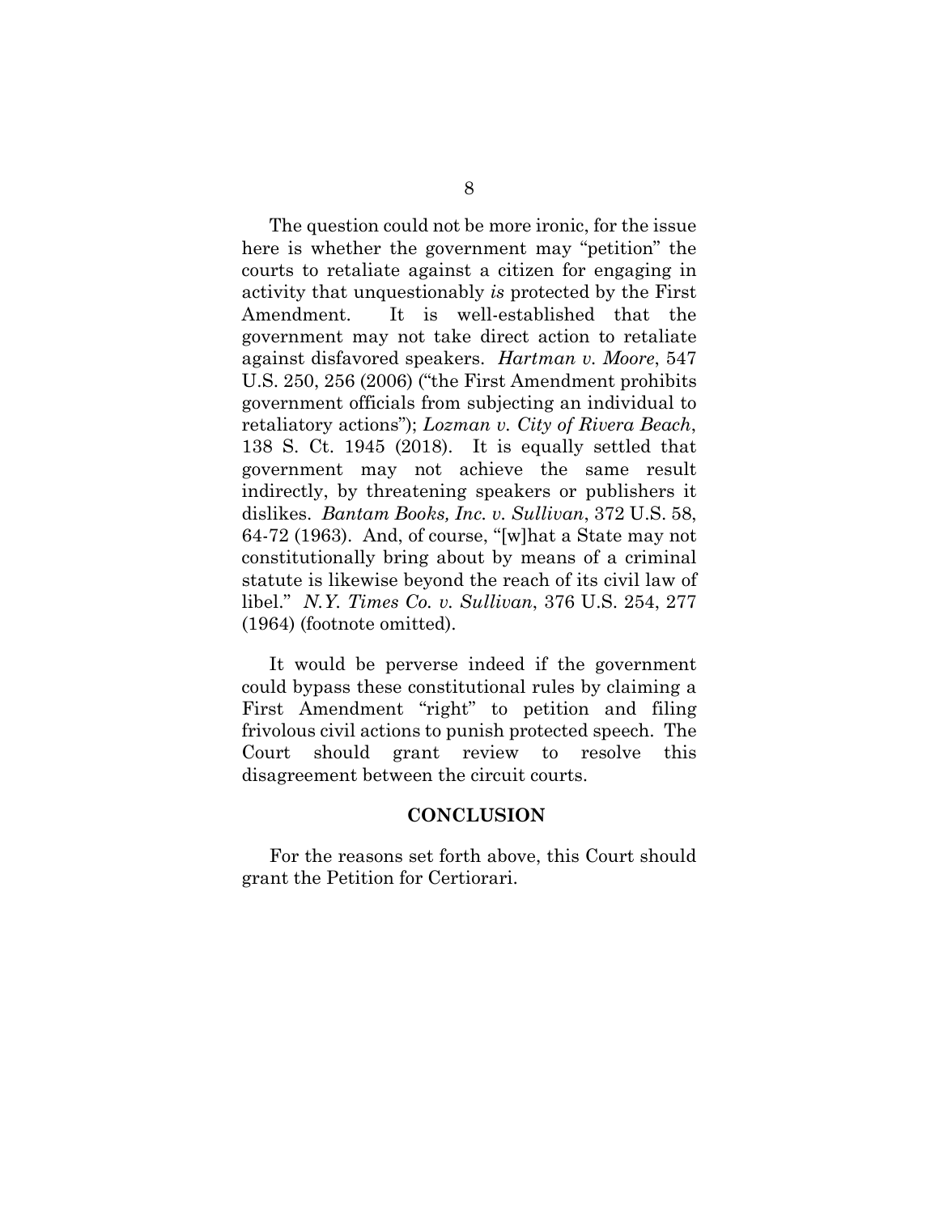The question could not be more ironic, for the issue here is whether the government may "petition" the courts to retaliate against a citizen for engaging in activity that unquestionably *is* protected by the First Amendment. It is well-established that the government may not take direct action to retaliate against disfavored speakers. *Hartman v. Moore*, 547 U.S. 250, 256 (2006) ("the First Amendment prohibits government officials from subjecting an individual to retaliatory actions"); *Lozman v. City of Rivera Beach*, 138 S. Ct. 1945 (2018). It is equally settled that government may not achieve the same result indirectly, by threatening speakers or publishers it dislikes. *Bantam Books, Inc. v. Sullivan*, 372 U.S. 58, 64-72 (1963). And, of course, "[w]hat a State may not constitutionally bring about by means of a criminal statute is likewise beyond the reach of its civil law of libel." *N.Y. Times Co. v. Sullivan*, 376 U.S. 254, 277 (1964) (footnote omitted).

It would be perverse indeed if the government could bypass these constitutional rules by claiming a First Amendment "right" to petition and filing frivolous civil actions to punish protected speech. The Court should grant review to resolve this disagreement between the circuit courts.

## CONCLUSION

For the reasons set forth above, this Court should grant the Petition for Certiorari.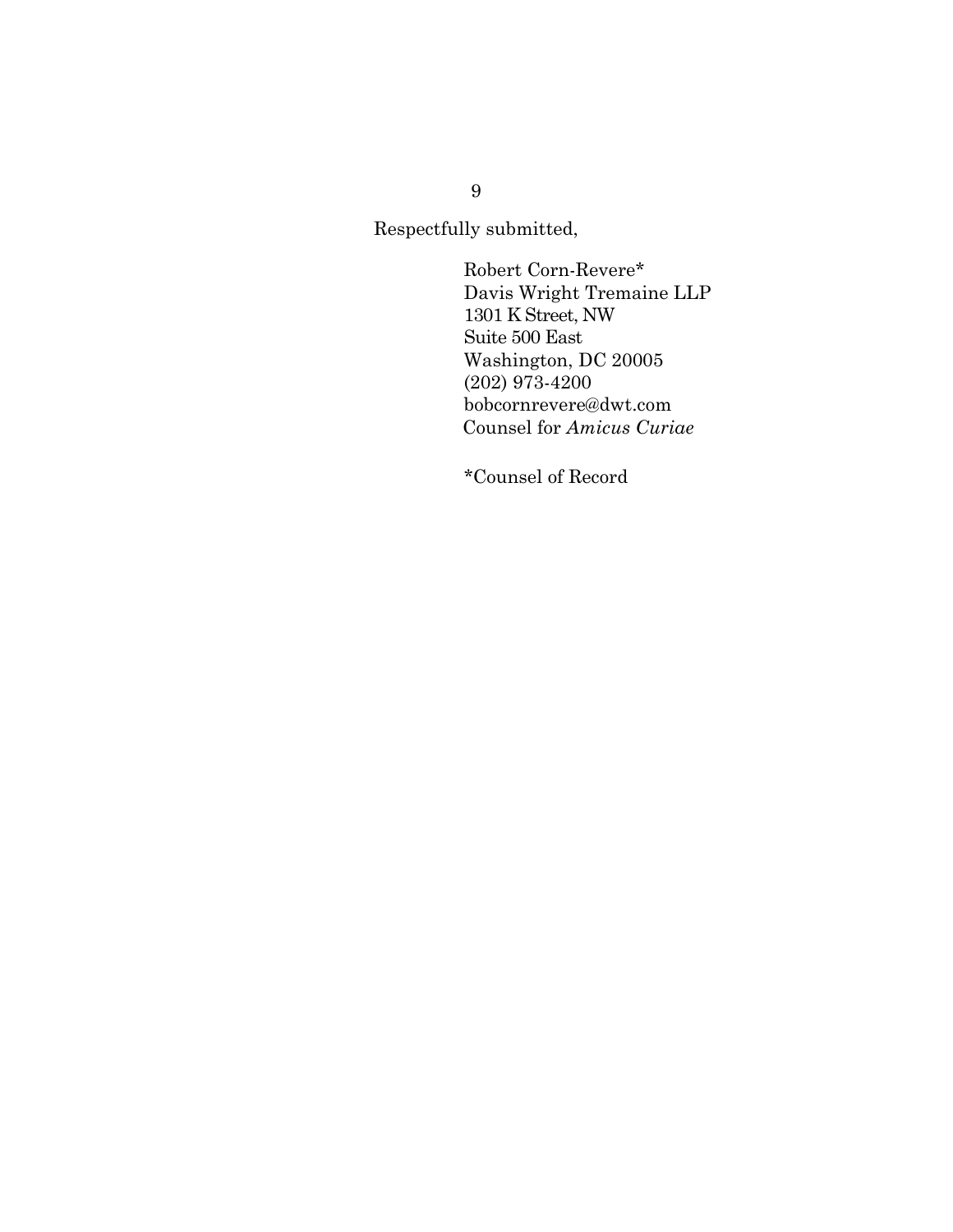Respectfully submitted,

Robert Corn-Revere*
Davis Wright Tremaine LLP
1301 K Street, NW
Suite 500 East
Washington, DC 20005
(202) 973-4200
bobcornrevere@dwt.com
Counsel for *Amicus Curiae*

*Counsel of Record